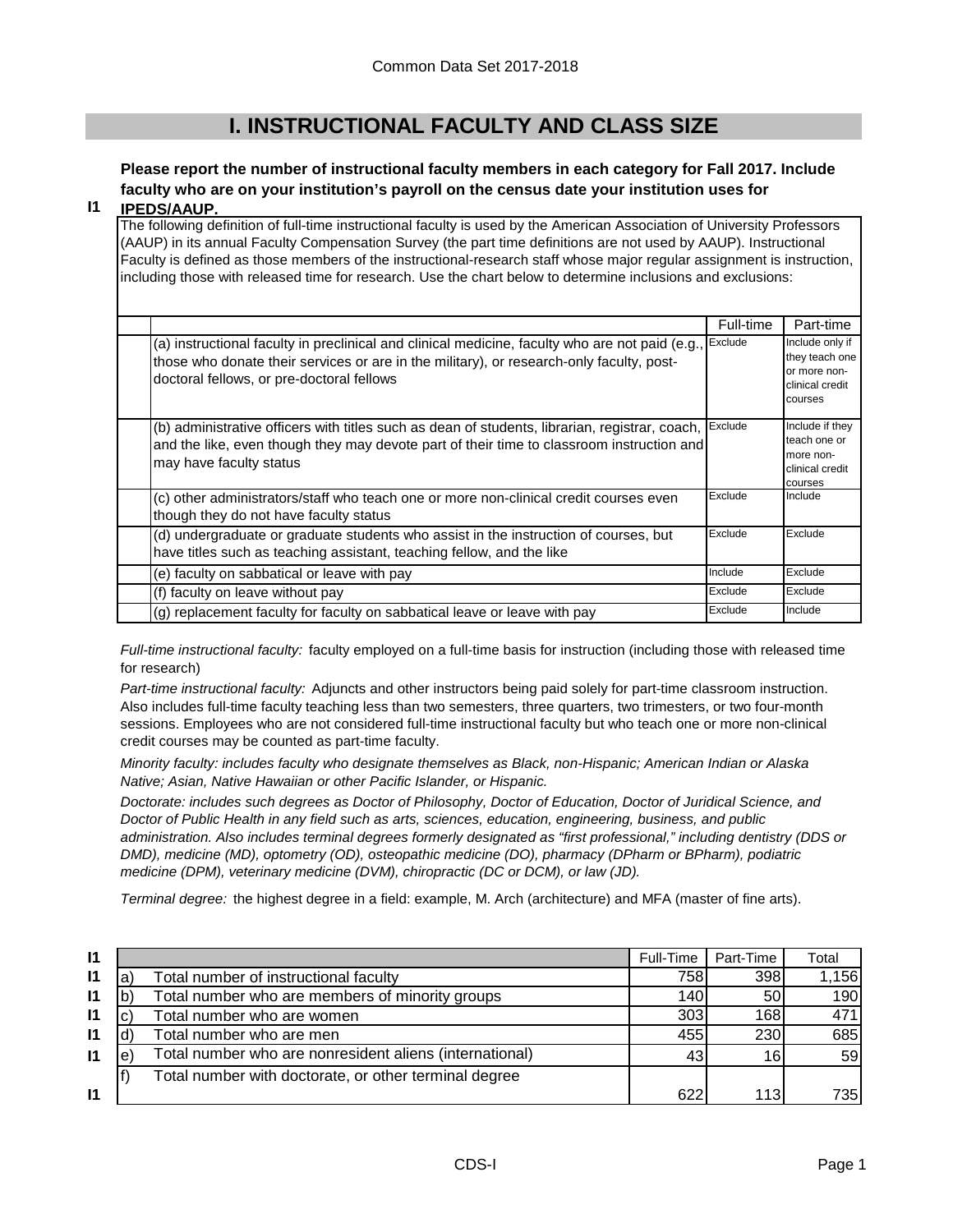# I. INSTRUCTIONAL FACULTY AND CLASS SIZE

**I1** **Please report the number of instructional faculty members in each category for Fall 2017. Include faculty who are on your institution's payroll on the census date your institution uses for IPEDS/AAUP.**

The following definition of full-time instructional faculty is used by the American Association of University Professors (AAUP) in its annual Faculty Compensation Survey (the part time definitions are not used by AAUP). Instructional Faculty is defined as those members of the instructional-research staff whose major regular assignment is instruction, including those with released time for research. Use the chart below to determine inclusions and exclusions:

| | Full-time | Part-time |
|---|---|---|
| (a) instructional faculty in preclinical and clinical medicine, faculty who are not paid (e.g., those who donate their services or are in the military), or research-only faculty, post-doctoral fellows, or pre-doctoral fellows | Exclude | Include only if they teach one or more non-clinical credit courses |
| (b) administrative officers with titles such as dean of students, librarian, registrar, coach, and the like, even though they may devote part of their time to classroom instruction and may have faculty status | Exclude | Include if they teach one or more non-clinical credit courses |
| (c) other administrators/staff who teach one or more non-clinical credit courses even though they do not have faculty status | Exclude | Include |
| (d) undergraduate or graduate students who assist in the instruction of courses, but have titles such as teaching assistant, teaching fellow, and the like | Exclude | Exclude |
| (e) faculty on sabbatical or leave with pay | Include | Exclude |
| (f) faculty on leave without pay | Exclude | Exclude |
| (g) replacement faculty for faculty on sabbatical leave or leave with pay | Exclude | Include |

*Full-time instructional faculty:* faculty employed on a full-time basis for instruction (including those with released time for research)

*Part-time instructional faculty:* Adjuncts and other instructors being paid solely for part-time classroom instruction. Also includes full-time faculty teaching less than two semesters, three quarters, two trimesters, or two four-month sessions. Employees who are not considered full-time instructional faculty but who teach one or more non-clinical credit courses may be counted as part-time faculty.

*Minority faculty: includes faculty who designate themselves as Black, non-Hispanic; American Indian or Alaska Native; Asian, Native Hawaiian or other Pacific Islander, or Hispanic.*

*Doctorate: includes such degrees as Doctor of Philosophy, Doctor of Education, Doctor of Juridical Science, and Doctor of Public Health in any field such as arts, sciences, education, engineering, business, and public administration. Also includes terminal degrees formerly designated as "first professional," including dentistry (DDS or DMD), medicine (MD), optometry (OD), osteopathic medicine (DO), pharmacy (DPharm or BPharm), podiatric medicine (DPM), veterinary medicine (DVM), chiropractic (DC or DCM), or law (JD).*

*Terminal degree:* the highest degree in a field: example, M. Arch (architecture) and MFA (master of fine arts).

| | | | Full-Time | Part-Time | Total |
|---|---|---|---|---|---|
| I1 | a) | Total number of instructional faculty | 758 | 398 | 1,156 |
| I1 | b) | Total number who are members of minority groups | 140 | 50 | 190 |
| I1 | c) | Total number who are women | 303 | 168 | 471 |
| I1 | d) | Total number who are men | 455 | 230 | 685 |
| I1 | e) | Total number who are nonresident aliens (international) | 43 | 16 | 59 |
| I1 | f) | Total number with doctorate, or other terminal degree | 622 | 113 | 735 |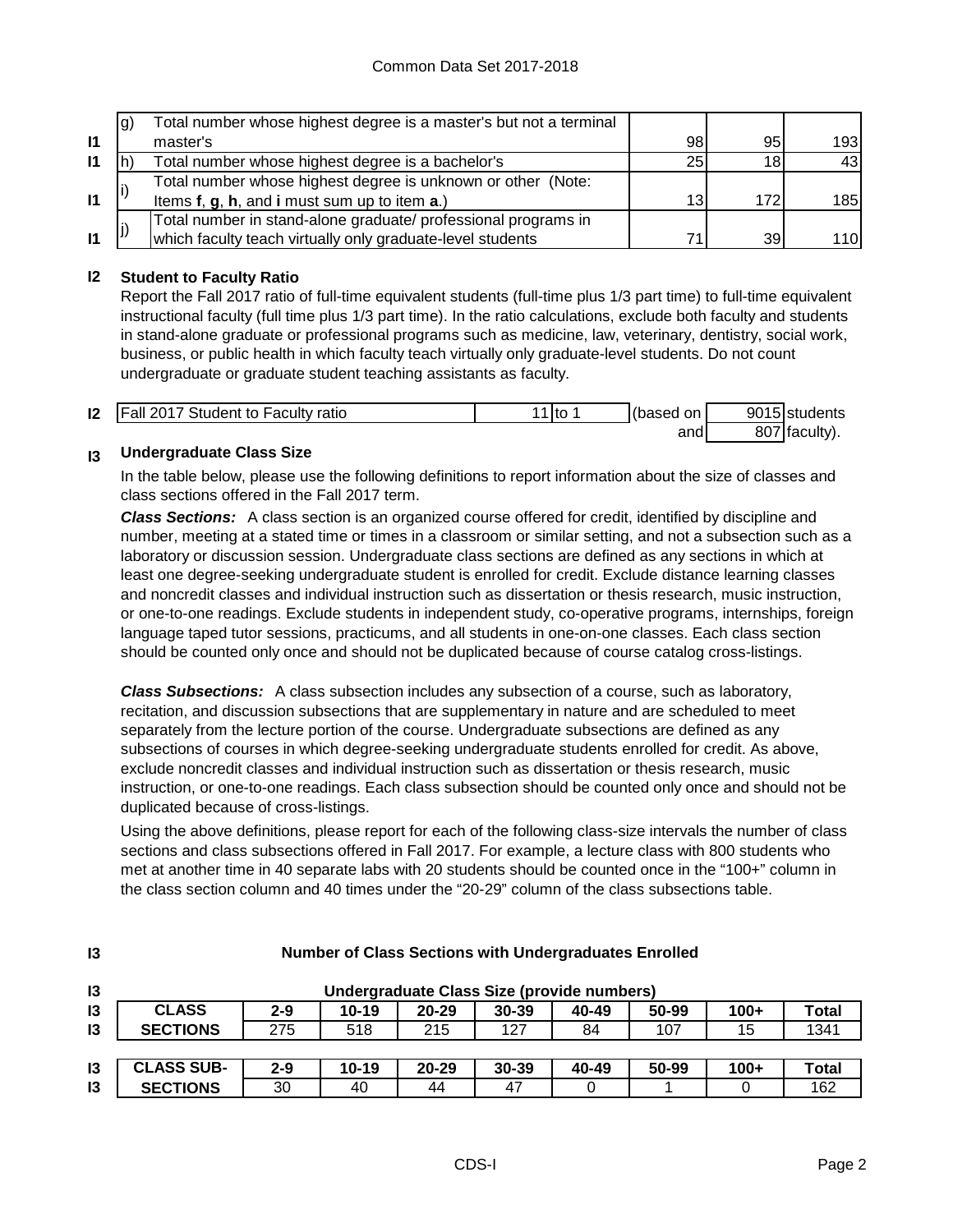| | | | | | |
|---|---|---|---|---|---|
| I1 | g) | Total number whose highest degree is a master's but not a terminal master's | 98 | 95 | 193 |
| I1 | h) | Total number whose highest degree is a bachelor's | 25 | 18 | 43 |
| I1 | i) | Total number whose highest degree is unknown or other (Note: Items **f**, **g**, **h**, and **i** must sum up to item **a**.) | 13 | 172 | 185 |
| I1 | j) | Total number in stand-alone graduate/ professional programs in which faculty teach virtually only graduate-level students | 71 | 39 | 110 |

**I2 Student to Faculty Ratio**

Report the Fall 2017 ratio of full-time equivalent students (full-time plus 1/3 part time) to full-time equivalent instructional faculty (full time plus 1/3 part time). In the ratio calculations, exclude both faculty and students in stand-alone graduate or professional programs such as medicine, law, veterinary, dentistry, social work, business, or public health in which faculty teach virtually only graduate-level students. Do not count undergraduate or graduate student teaching assistants as faculty.

I2 Fall 2017 Student to Faculty ratio 11 to 1 (based on 9015 students and 807 faculty).

**I3 Undergraduate Class Size**

In the table below, please use the following definitions to report information about the size of classes and class sections offered in the Fall 2017 term.

***Class Sections:*** A class section is an organized course offered for credit, identified by discipline and number, meeting at a stated time or times in a classroom or similar setting, and not a subsection such as a laboratory or discussion session. Undergraduate class sections are defined as any sections in which at least one degree-seeking undergraduate student is enrolled for credit. Exclude distance learning classes and noncredit classes and individual instruction such as dissertation or thesis research, music instruction, or one-to-one readings. Exclude students in independent study, co-operative programs, internships, foreign language taped tutor sessions, practicums, and all students in one-on-one classes. Each class section should be counted only once and should not be duplicated because of course catalog cross-listings.

***Class Subsections:*** A class subsection includes any subsection of a course, such as laboratory, recitation, and discussion subsections that are supplementary in nature and are scheduled to meet separately from the lecture portion of the course. Undergraduate subsections are defined as any subsections of courses in which degree-seeking undergraduate students enrolled for credit. As above, exclude noncredit classes and individual instruction such as dissertation or thesis research, music instruction, or one-to-one readings. Each class subsection should be counted only once and should not be duplicated because of cross-listings.

Using the above definitions, please report for each of the following class-size intervals the number of class sections and class subsections offered in Fall 2017. For example, a lecture class with 800 students who met at another time in 40 separate labs with 20 students should be counted once in the "100+" column in the class section column and 40 times under the "20-29" column of the class subsections table.

**I3 Number of Class Sections with Undergraduates Enrolled**

**Undergraduate Class Size (provide numbers)**

| CLASS SECTIONS | 2-9 | 10-19 | 20-29 | 30-39 | 40-49 | 50-99 | 100+ | Total |
|---|---|---|---|---|---|---|---|---|
| | 275 | 518 | 215 | 127 | 84 | 107 | 15 | 1341 |

| CLASS SUB-SECTIONS | 2-9 | 10-19 | 20-29 | 30-39 | 40-49 | 50-99 | 100+ | Total |
|---|---|---|---|---|---|---|---|---|
| | 30 | 40 | 44 | 47 | 0 | 1 | 0 | 162 |